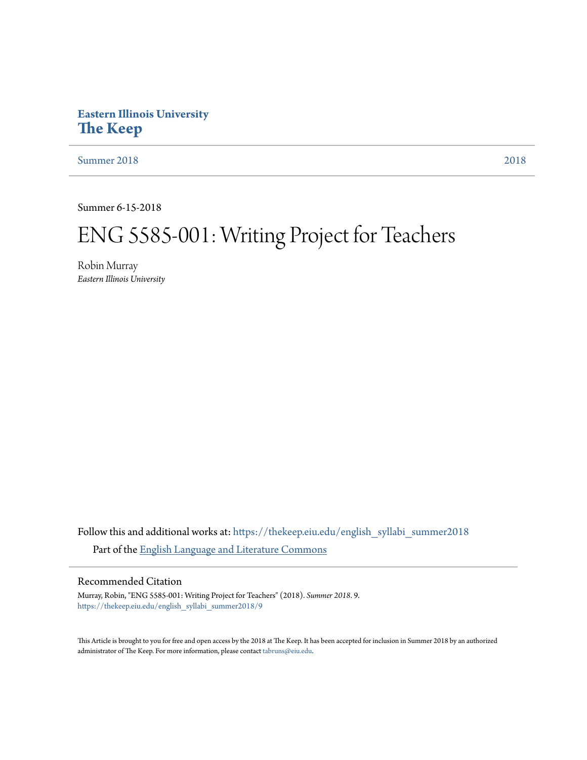Eastern Illinois University
**The Keep**

Summer 2018 | 2018

Summer 6-15-2018

# ENG 5585-001: Writing Project for Teachers

Robin Murray
*Eastern Illinois University*

Follow this and additional works at: https://thekeep.eiu.edu/english_syllabi_summer2018

Part of the English Language and Literature Commons

## Recommended Citation

Murray, Robin, "ENG 5585-001: Writing Project for Teachers" (2018). *Summer 2018*. 9.
https://thekeep.eiu.edu/english_syllabi_summer2018/9

This Article is brought to you for free and open access by the 2018 at The Keep. It has been accepted for inclusion in Summer 2018 by an authorized administrator of The Keep. For more information, please contact tabruns@eiu.edu.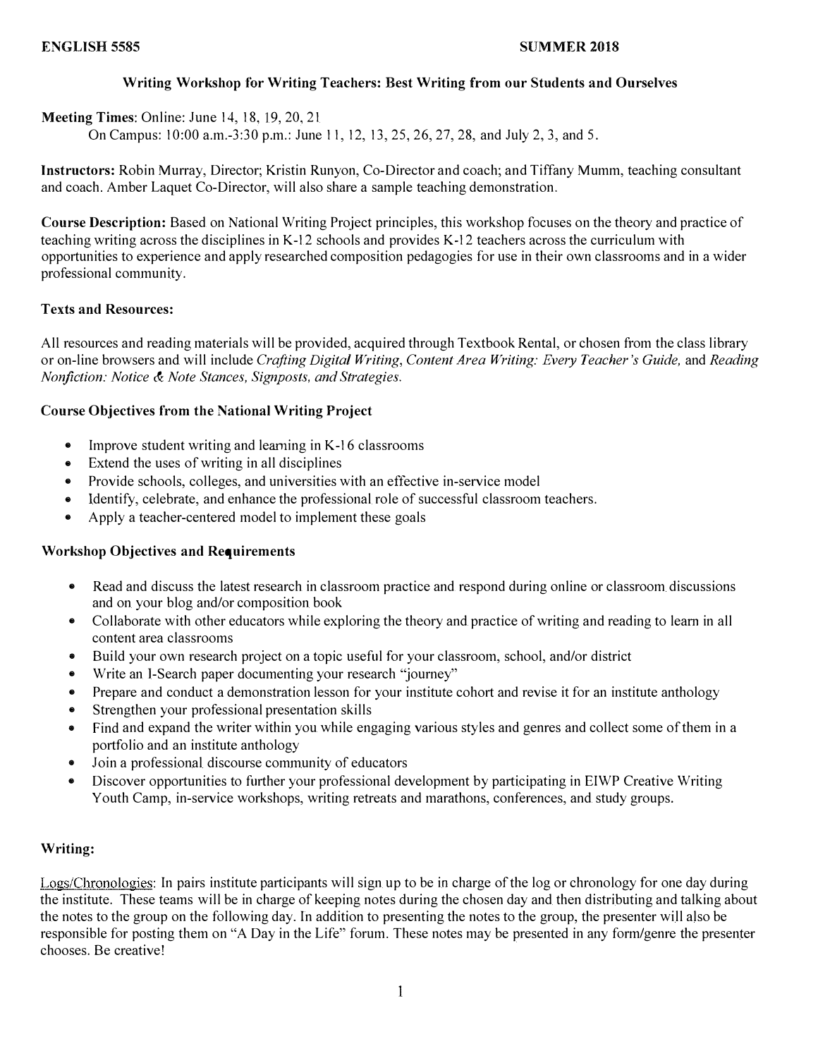**ENGLISH 5585** **SUMMER 2018**

**Writing Workshop for Writing Teachers: Best Writing from our Students and Ourselves**

**Meeting Times**: Online: June 14, 18, 19, 20, 21

On Campus: 10:00 a.m.-3:30 p.m.: June 11, 12, 13, 25, 26, 27, 28, and July 2, 3, and 5.

**Instructors:** Robin Murray, Director; Kristin Runyon, Co-Director and coach; and Tiffany Mumm, teaching consultant and coach. Amber Laquet Co-Director, will also share a sample teaching demonstration.

**Course Description:** Based on National Writing Project principles, this workshop focuses on the theory and practice of teaching writing across the disciplines in K-12 schools and provides K-12 teachers across the curriculum with opportunities to experience and apply researched composition pedagogies for use in their own classrooms and in a wider professional community.

**Texts and Resources:**

All resources and reading materials will be provided, acquired through Textbook Rental, or chosen from the class library or on-line browsers and will include *Crafting Digital Writing*, *Content Area Writing: Every Teacher's Guide,* and *Reading Nonfiction: Notice & Note Stances, Signposts, and Strategies.*

**Course Objectives from the National Writing Project**

- Improve student writing and learning in K-16 classrooms
- Extend the uses of writing in all disciplines
- Provide schools, colleges, and universities with an effective in-service model
- Identify, celebrate, and enhance the professional role of successful classroom teachers.
- Apply a teacher-centered model to implement these goals

**Workshop Objectives and Requirements**

- Read and discuss the latest research in classroom practice and respond during online or classroom discussions and on your blog and/or composition book
- Collaborate with other educators while exploring the theory and practice of writing and reading to learn in all content area classrooms
- Build your own research project on a topic useful for your classroom, school, and/or district
- Write an I-Search paper documenting your research "journey"
- Prepare and conduct a demonstration lesson for your institute cohort and revise it for an institute anthology
- Strengthen your professional presentation skills
- Find and expand the writer within you while engaging various styles and genres and collect some of them in a portfolio and an institute anthology
- Join a professional discourse community of educators
- Discover opportunities to further your professional development by participating in EIWP Creative Writing Youth Camp, in-service workshops, writing retreats and marathons, conferences, and study groups.

**Writing:**

Logs/Chronologies: In pairs institute participants will sign up to be in charge of the log or chronology for one day during the institute. These teams will be in charge of keeping notes during the chosen day and then distributing and talking about the notes to the group on the following day. In addition to presenting the notes to the group, the presenter will also be responsible for posting them on "A Day in the Life" forum. These notes may be presented in any form/genre the presenter chooses. Be creative!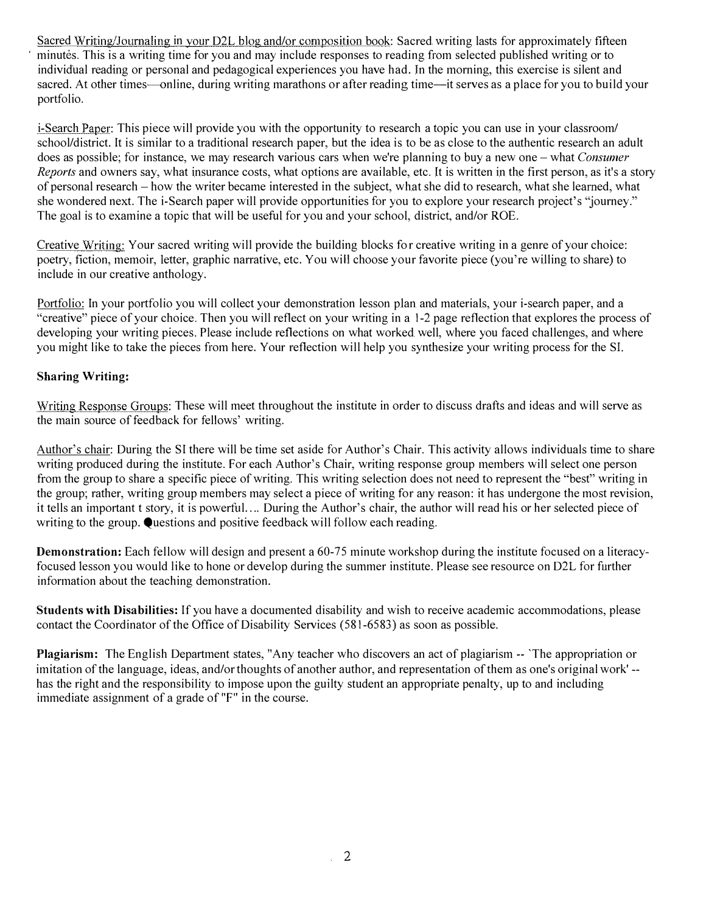Sacred Writing/Journaling in your D2L blog and/or composition book: Sacred writing lasts for approximately fifteen minutes. This is a writing time for you and may include responses to reading from selected published writing or to individual reading or personal and pedagogical experiences you have had. In the morning, this exercise is silent and sacred. At other times—online, during writing marathons or after reading time—it serves as a place for you to build your portfolio.

i-Search Paper: This piece will provide you with the opportunity to research a topic you can use in your classroom/ school/district. It is similar to a traditional research paper, but the idea is to be as close to the authentic research an adult does as possible; for instance, we may research various cars when we're planning to buy a new one – what *Consumer Reports* and owners say, what insurance costs, what options are available, etc. It is written in the first person, as it's a story of personal research – how the writer became interested in the subject, what she did to research, what she learned, what she wondered next. The i-Search paper will provide opportunities for you to explore your research project's "journey." The goal is to examine a topic that will be useful for you and your school, district, and/or ROE.

Creative Writing: Your sacred writing will provide the building blocks for creative writing in a genre of your choice: poetry, fiction, memoir, letter, graphic narrative, etc. You will choose your favorite piece (you're willing to share) to include in our creative anthology.

Portfolio: In your portfolio you will collect your demonstration lesson plan and materials, your i-search paper, and a "creative" piece of your choice. Then you will reflect on your writing in a 1-2 page reflection that explores the process of developing your writing pieces. Please include reflections on what worked well, where you faced challenges, and where you might like to take the pieces from here. Your reflection will help you synthesize your writing process for the SI.

**Sharing Writing:**

Writing Response Groups: These will meet throughout the institute in order to discuss drafts and ideas and will serve as the main source of feedback for fellows' writing.

Author's chair: During the SI there will be time set aside for Author's Chair. This activity allows individuals time to share writing produced during the institute. For each Author's Chair, writing response group members will select one person from the group to share a specific piece of writing. This writing selection does not need to represent the "best" writing in the group; rather, writing group members may select a piece of writing for any reason: it has undergone the most revision, it tells an important t story, it is powerful.... During the Author's chair, the author will read his or her selected piece of writing to the group. Questions and positive feedback will follow each reading.

**Demonstration:** Each fellow will design and present a 60-75 minute workshop during the institute focused on a literacy-focused lesson you would like to hone or develop during the summer institute. Please see resource on D2L for further information about the teaching demonstration.

**Students with Disabilities:** If you have a documented disability and wish to receive academic accommodations, please contact the Coordinator of the Office of Disability Services (581-6583) as soon as possible.

**Plagiarism:** The English Department states, "Any teacher who discovers an act of plagiarism -- 'The appropriation or imitation of the language, ideas, and/or thoughts of another author, and representation of them as one's original work' -- has the right and the responsibility to impose upon the guilty student an appropriate penalty, up to and including immediate assignment of a grade of "F" in the course.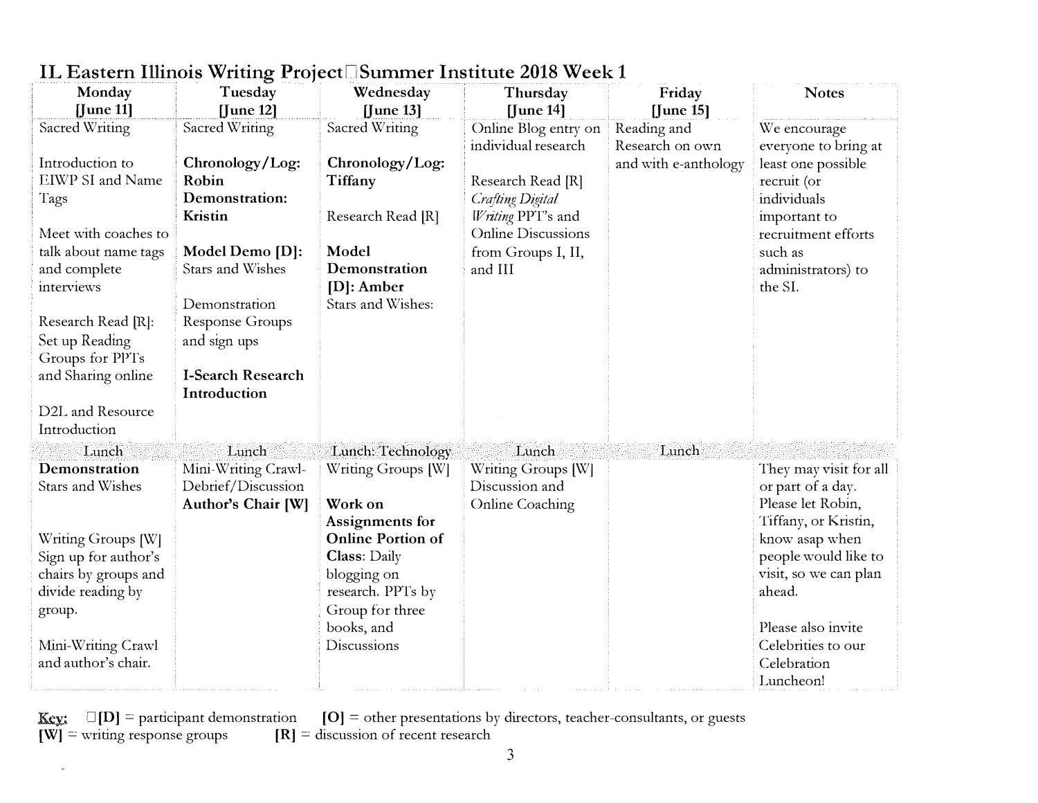# IL Eastern Illinois Writing Project Summer Institute 2018 Week 1

| Monday [June 11] | Tuesday [June 12] | Wednesday [June 13] | Thursday [June 14] | Friday [June 15] | Notes |
|---|---|---|---|---|---|
| Sacred Writing<br><br>Introduction to EIWP SI and Name Tags<br><br>Meet with coaches to talk about name tags and complete interviews<br><br>Research Read [R]: Set up Reading Groups for PPTs and Sharing online<br><br>D2L and Resource Introduction | Sacred Writing<br><br>**Chronology/Log: Robin**<br>**Demonstration: Kristin**<br><br>**Model Demo [D]:** Stars and Wishes<br><br>Demonstration Response Groups and sign ups<br><br>**I-Search Research Introduction** | Sacred Writing<br><br>**Chronology/Log: Tiffany**<br><br>Research Read [R]<br><br>**Model Demonstration [D]: Amber**<br>Stars and Wishes: | Online Blog entry on individual research<br><br>Research Read [R]<br>*Crafting Digital Writing* PPT's and Online Discussions from Groups I, II, and III | Reading and Research on own and with e-anthology | We encourage everyone to bring at least one possible recruit (or individuals important to recruitment efforts such as administrators) to the SI. |
| Lunch | Lunch | Lunch: Technology | Lunch | Lunch | |
| **Demonstration**<br>Stars and Wishes<br><br>Writing Groups [W]<br>Sign up for author's chairs by groups and divide reading by group.<br><br>Mini-Writing Crawl and author's chair. | Mini-Writing Crawl-Debrief/Discussion<br>**Author's Chair [W]** | Writing Groups [W]<br><br>**Work on Assignments for Online Portion of Class**: Daily blogging on research. PPTs by Group for three books, and Discussions | Writing Groups [W]<br>Discussion and Online Coaching | | They may visit for all or part of a day. Please let Robin, Tiffany, or Kristin, know asap when people would like to visit, so we can plan ahead.<br><br>Please also invite Celebrities to our Celebration Luncheon! |

**Key:** **[D]** = participant demonstration **[O]** = other presentations by directors, teacher-consultants, or guests
**[W]** = writing response groups **[R]** = discussion of recent research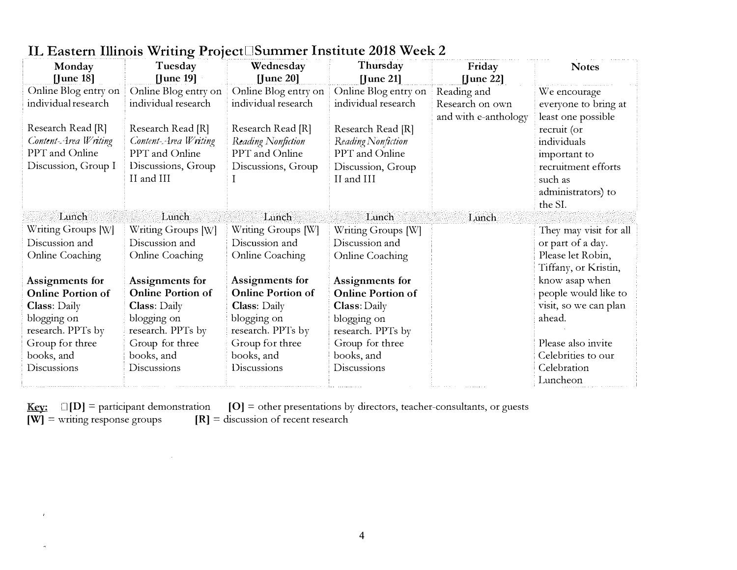## IL Eastern Illinois Writing Project□Summer Institute 2018 Week 2

| Monday [June 18] | Tuesday [June 19] | Wednesday [June 20] | Thursday [June 21] | Friday [June 22] | Notes |
|---|---|---|---|---|---|
| Online Blog entry on individual research<br><br>Research Read [R] *Content-Area Writing* PPT and Online Discussion, Group I | Online Blog entry on individual research<br><br>Research Read [R] *Content-Area Writing* PPT and Online Discussions, Group II and III | Online Blog entry on individual research<br><br>Research Read [R] *Reading Nonfiction* PPT and Online Discussions, Group I | Online Blog entry on individual research<br><br>Research Read [R] *Reading Nonfiction* PPT and Online Discussion, Group II and III | Reading and Research on own and with e-anthology | We encourage everyone to bring at least one possible recruit (or individuals important to recruitment efforts such as administrators) to the SI. |
| Lunch | Lunch | Lunch | Lunch | Lunch | |
| Writing Groups [W] Discussion and Online Coaching<br><br>**Assignments for Online Portion of Class**: Daily blogging on research. PPTs by Group for three books, and Discussions | Writing Groups [W] Discussion and Online Coaching<br><br>**Assignments for Online Portion of Class**: Daily blogging on research. PPTs by Group for three books, and Discussions | Writing Groups [W] Discussion and Online Coaching<br><br>**Assignments for Online Portion of Class**: Daily blogging on research. PPTs by Group for three books, and Discussions | Writing Groups [W] Discussion and Online Coaching<br><br>**Assignments for Online Portion of Class**: Daily blogging on research. PPTs by Group for three books, and Discussions | | They may visit for all or part of a day. Please let Robin, Tiffany, or Kristin, know asap when people would like to visit, so we can plan ahead.<br><br>Please also invite Celebrities to our Celebration Luncheon |

**Key:** □**[D]** = participant demonstration **[O]** = other presentations by directors, teacher-consultants, or guests
**[W]** = writing response groups **[R]** = discussion of recent research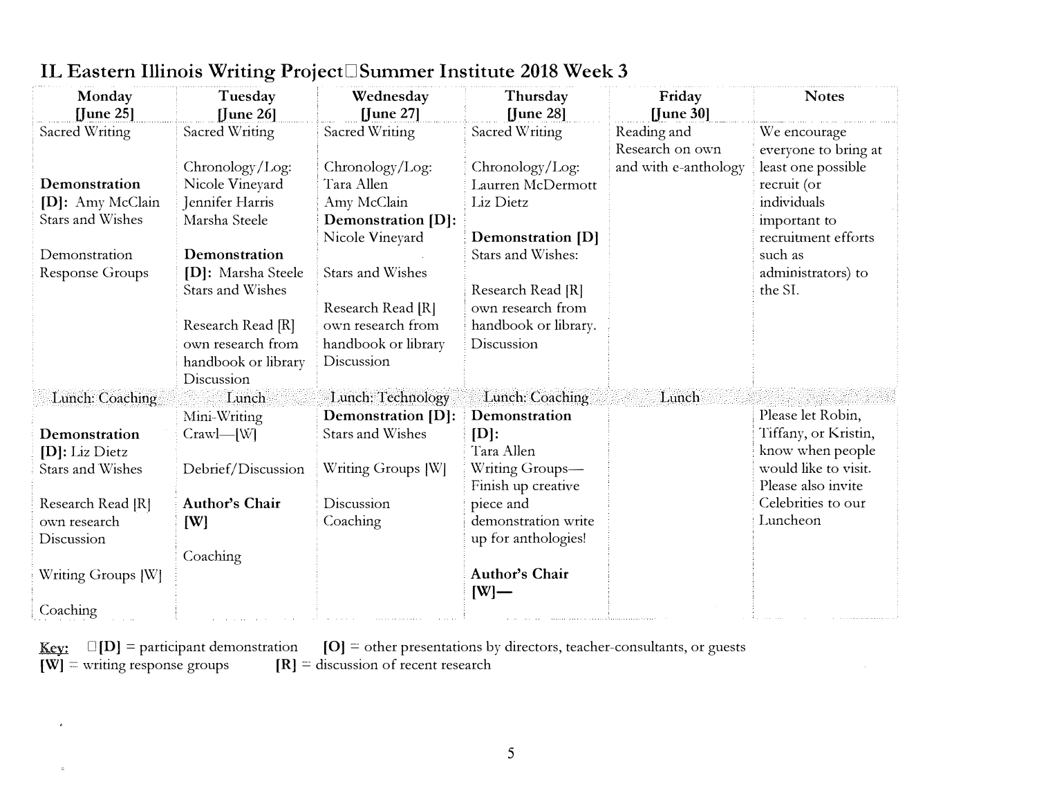# IL Eastern Illinois Writing Project Summer Institute 2018 Week 3

| Monday [June 25] | Tuesday [June 26] | Wednesday [June 27] | Thursday [June 28] | Friday [June 30] | Notes |
|---|---|---|---|---|---|
| Sacred Writing<br><br>**Demonstration [D]:** Amy McClain<br>Stars and Wishes<br><br>Demonstration Response Groups | Sacred Writing<br><br>Chronology/Log: Nicole Vineyard<br>Jennifer Harris<br>Marsha Steele<br><br>**Demonstration [D]:** Marsha Steele<br>Stars and Wishes<br><br>Research Read [R] own research from handbook or library<br>Discussion | Sacred Writing<br><br>Chronology/Log: Tara Allen<br>Amy McClain<br>**Demonstration [D]:** Nicole Vineyard<br><br>Stars and Wishes<br><br>Research Read [R] own research from handbook or library<br>Discussion | Sacred Writing<br><br>Chronology/Log: Laurren McDermott<br>Liz Dietz<br><br>**Demonstration [D]**<br>Stars and Wishes:<br><br>Research Read [R] own research from handbook or library.<br>Discussion | Reading and Research on own and with e-anthology | We encourage everyone to bring at least one possible recruit (or individuals important to recruitment efforts such as administrators) to the SI. |
| Lunch: Coaching | Lunch | Lunch: Technology | Lunch: Coaching | Lunch | |
| **Demonstration [D]:** Liz Dietz<br>Stars and Wishes<br><br>Research Read [R] own research<br>Discussion<br><br>Writing Groups [W]<br><br>Coaching | Mini-Writing Crawl—[W]<br><br>Debrief/Discussion<br><br>**Author's Chair [W]**<br><br>Coaching | **Demonstration [D]:** Stars and Wishes<br><br>Writing Groups [W]<br><br>Discussion<br>Coaching | **Demonstration [D]:**<br>Tara Allen<br>Writing Groups—Finish up creative piece and demonstration write up for anthologies!<br><br>**Author's Chair [W]—** | | Please let Robin, Tiffany, or Kristin, know when people would like to visit. Please also invite Celebrities to our Luncheon |

Key: **[D]** = participant demonstration **[O]** = other presentations by directors, teacher-consultants, or guests
**[W]** = writing response groups **[R]** = discussion of recent research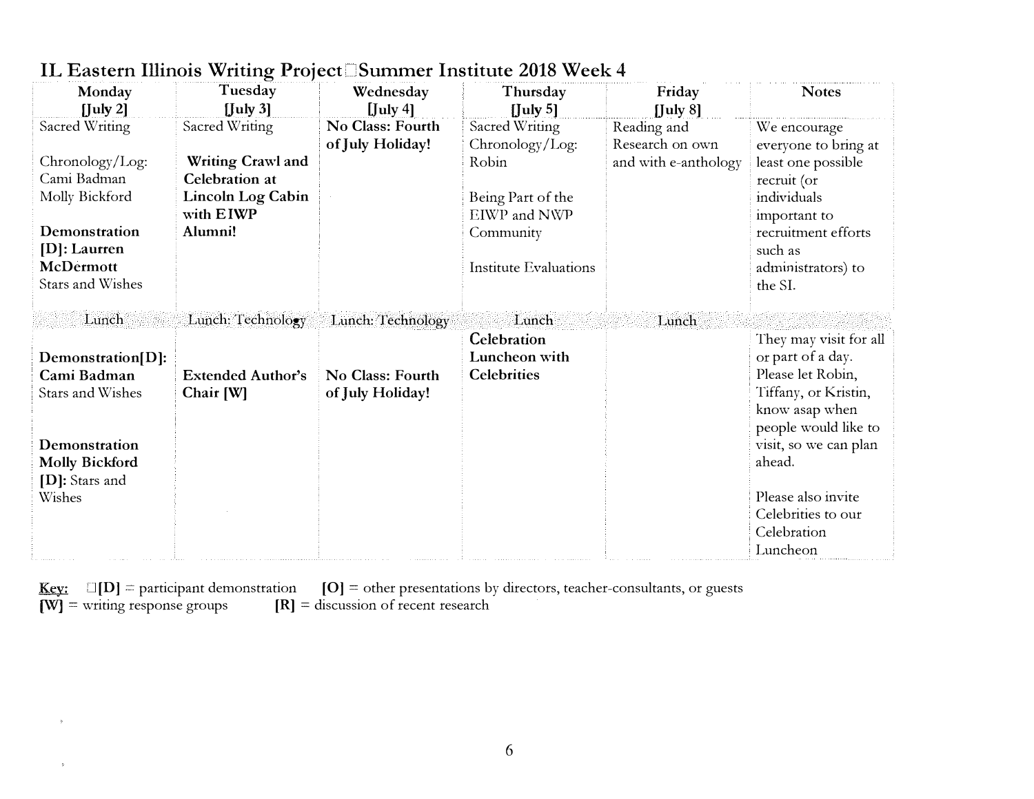# IL Eastern Illinois Writing Project Summer Institute 2018 Week 4

| Monday [July 2] | Tuesday [July 3] | Wednesday [July 4] | Thursday [July 5] | Friday [July 8] | Notes |
|---|---|---|---|---|---|
| Sacred Writing<br><br>Chronology/Log: Cami Badman Molly Bickford<br><br>**Demonstration [D]: Laurren McDermott**<br>Stars and Wishes | Sacred Writing<br><br>**Writing Crawl and Celebration at Lincoln Log Cabin with EIWP Alumni!** | **No Class: Fourth of July Holiday!** | Sacred Writing<br>Chronology/Log: Robin<br><br>Being Part of the EIWP and NWP Community<br><br>Institute Evaluations | Reading and Research on own and with e-anthology | We encourage everyone to bring at least one possible recruit (or individuals important to recruitment efforts such as administrators) to the SI. |
| Lunch | Lunch: Technology | Lunch: Technology | Lunch | Lunch | |
| **Demonstration[D]: Cami Badman**<br>Stars and Wishes<br><br>**Demonstration Molly Bickford [D]:** Stars and Wishes | **Extended Author's Chair [W]** | **No Class: Fourth of July Holiday!** | **Celebration Luncheon with Celebrities** | | They may visit for all or part of a day. Please let Robin, Tiffany, or Kristin, know asap when people would like to visit, so we can plan ahead.<br><br>Please also invite Celebrities to our Celebration Luncheon |

**Key:** [D] = participant demonstration  **[O]** = other presentations by directors, teacher-consultants, or guests
**[W]** = writing response groups  **[R]** = discussion of recent research